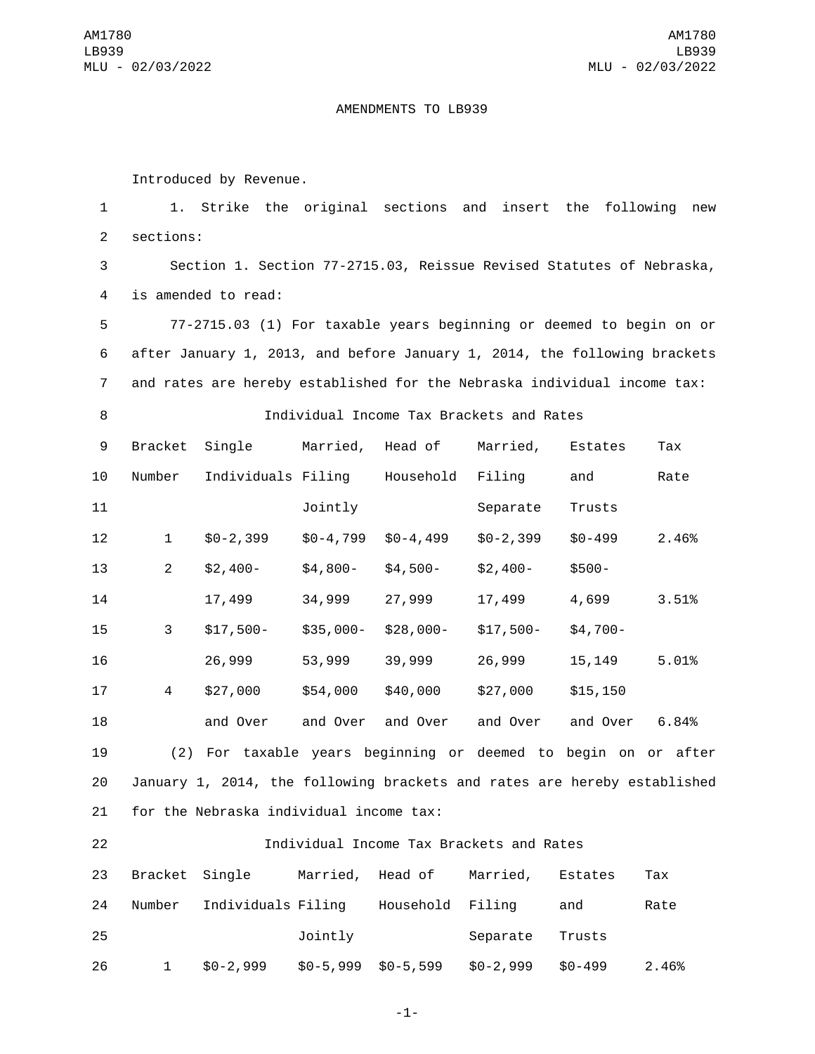AMENDMENTS TO LB939

Introduced by Revenue.

1. Strike the original sections and insert the following new sections:

Section 1. Section 77-2715.03, Reissue Revised Statutes of Nebraska, is amended to read:

77-2715.03 (1) For taxable years beginning or deemed to begin on or after January 1, 2013, and before January 1, 2014, the following brackets and rates are hereby established for the Nebraska individual income tax:

Individual Income Tax Brackets and Rates

| Bracket Number | Single Individuals | Married, Filing Jointly | Head of Household | Married, Filing Separate | Estates and Trusts | Tax Rate |
|---|---|---|---|---|---|---|
| 1 | $0-2,399 | $0-4,799 | $0-4,499 | $0-2,399 | $0-499 | 2.46% |
| 2 | $2,400-17,499 | $4,800-34,999 | $4,500-27,999 | $2,400-17,499 | $500-4,699 | 3.51% |
| 3 | $17,500-26,999 | $35,000-53,999 | $28,000-39,999 | $17,500-26,999 | $4,700-15,149 | 5.01% |
| 4 | $27,000 and Over | $54,000 and Over | $40,000 and Over | $27,000 and Over | $15,150 and Over | 6.84% |

(2) For taxable years beginning or deemed to begin on or after January 1, 2014, the following brackets and rates are hereby established for the Nebraska individual income tax:

Individual Income Tax Brackets and Rates

| Bracket Number | Single Individuals | Married, Filing Jointly | Head of Household | Married, Filing Separate | Estates and Trusts | Tax Rate |
|---|---|---|---|---|---|---|
| 1 | $0-2,999 | $0-5,999 | $0-5,599 | $0-2,999 | $0-499 | 2.46% |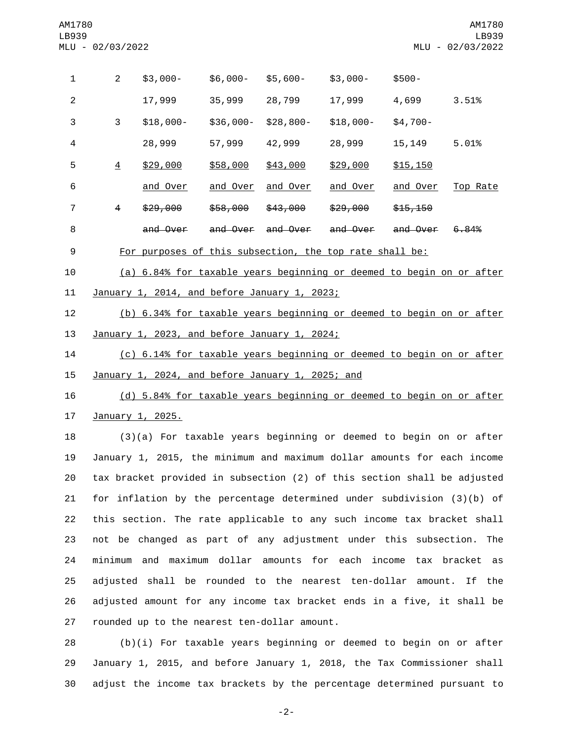| | | | | | | |
|---|---|---|---|---|---|---|
| 2 | $3,000-17,999 | $6,000-35,999 | $5,600-28,799 | $3,000-17,999 | $500-4,699 | 3.51% |
| 3 | $18,000-28,999 | $36,000-57,999 | $28,800-42,999 | $18,000-28,999 | $4,700-15,149 | 5.01% |
| <u>4</u> | <u>$29,000 and Over</u> | <u>$58,000 and Over</u> | <u>$43,000 and Over</u> | <u>$29,000 and Over</u> | <u>$15,150 and Over</u> | <u>Top Rate</u> |
| ~~4~~ | ~~$29,000 and Over~~ | ~~$58,000 and Over~~ | ~~$43,000 and Over~~ | ~~$29,000 and Over~~ | ~~$15,150 and Over~~ | ~~6.84%~~ |

<u>For purposes of this subsection, the top rate shall be:</u>

<u>(a) 6.84% for taxable years beginning or deemed to begin on or after January 1, 2014, and before January 1, 2023;</u>

<u>(b) 6.34% for taxable years beginning or deemed to begin on or after January 1, 2023, and before January 1, 2024;</u>

<u>(c) 6.14% for taxable years beginning or deemed to begin on or after January 1, 2024, and before January 1, 2025; and</u>

<u>(d) 5.84% for taxable years beginning or deemed to begin on or after January 1, 2025.</u>

(3)(a) For taxable years beginning or deemed to begin on or after January 1, 2015, the minimum and maximum dollar amounts for each income tax bracket provided in subsection (2) of this section shall be adjusted for inflation by the percentage determined under subdivision (3)(b) of this section. The rate applicable to any such income tax bracket shall not be changed as part of any adjustment under this subsection. The minimum and maximum dollar amounts for each income tax bracket as adjusted shall be rounded to the nearest ten-dollar amount. If the adjusted amount for any income tax bracket ends in a five, it shall be rounded up to the nearest ten-dollar amount.

(b)(i) For taxable years beginning or deemed to begin on or after January 1, 2015, and before January 1, 2018, the Tax Commissioner shall adjust the income tax brackets by the percentage determined pursuant to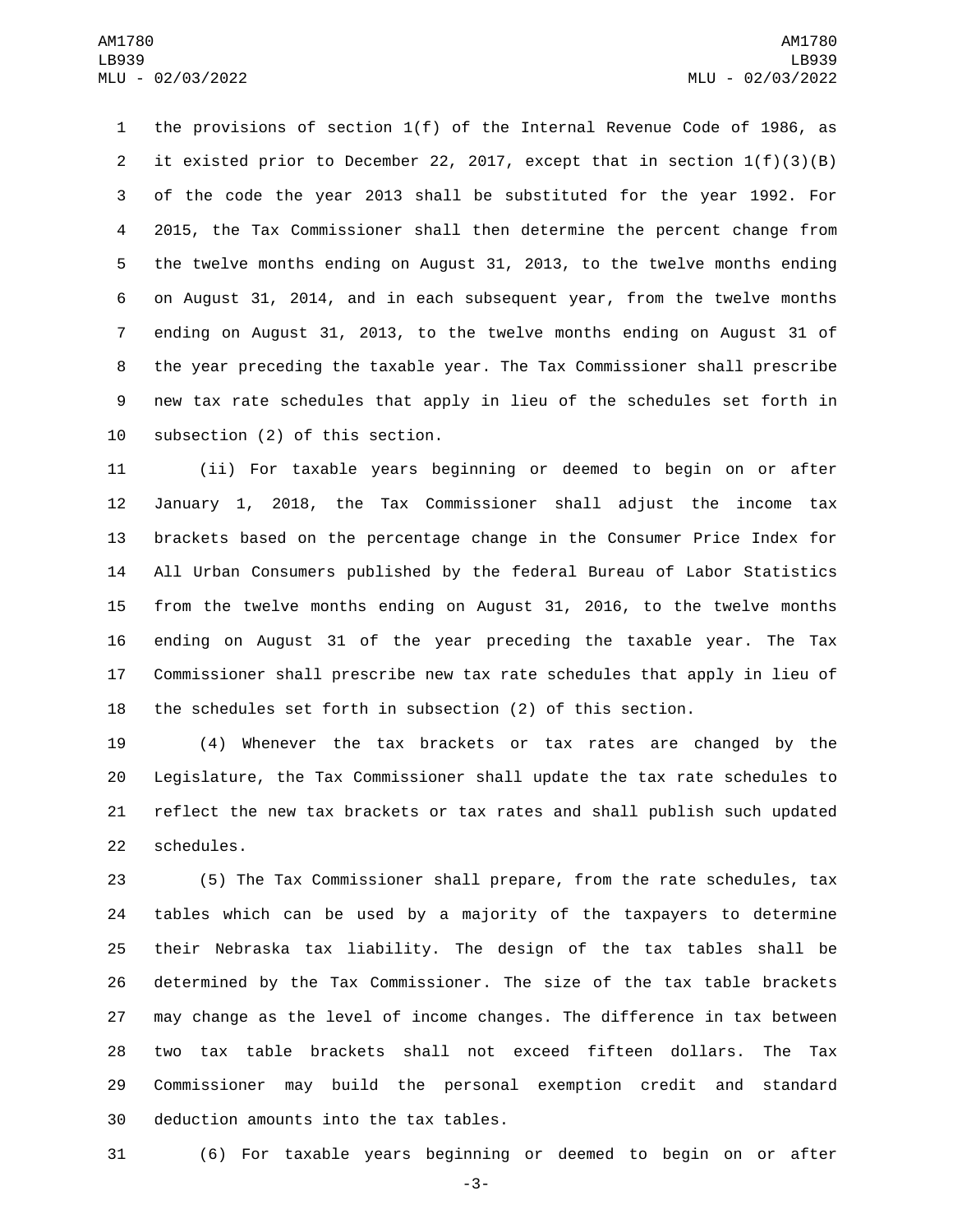the provisions of section 1(f) of the Internal Revenue Code of 1986, as it existed prior to December 22, 2017, except that in section 1(f)(3)(B) of the code the year 2013 shall be substituted for the year 1992. For 2015, the Tax Commissioner shall then determine the percent change from the twelve months ending on August 31, 2013, to the twelve months ending on August 31, 2014, and in each subsequent year, from the twelve months ending on August 31, 2013, to the twelve months ending on August 31 of the year preceding the taxable year. The Tax Commissioner shall prescribe new tax rate schedules that apply in lieu of the schedules set forth in subsection (2) of this section.

(ii) For taxable years beginning or deemed to begin on or after January 1, 2018, the Tax Commissioner shall adjust the income tax brackets based on the percentage change in the Consumer Price Index for All Urban Consumers published by the federal Bureau of Labor Statistics from the twelve months ending on August 31, 2016, to the twelve months ending on August 31 of the year preceding the taxable year. The Tax Commissioner shall prescribe new tax rate schedules that apply in lieu of the schedules set forth in subsection (2) of this section.

(4) Whenever the tax brackets or tax rates are changed by the Legislature, the Tax Commissioner shall update the tax rate schedules to reflect the new tax brackets or tax rates and shall publish such updated schedules.

(5) The Tax Commissioner shall prepare, from the rate schedules, tax tables which can be used by a majority of the taxpayers to determine their Nebraska tax liability. The design of the tax tables shall be determined by the Tax Commissioner. The size of the tax table brackets may change as the level of income changes. The difference in tax between two tax table brackets shall not exceed fifteen dollars. The Tax Commissioner may build the personal exemption credit and standard deduction amounts into the tax tables.

(6) For taxable years beginning or deemed to begin on or after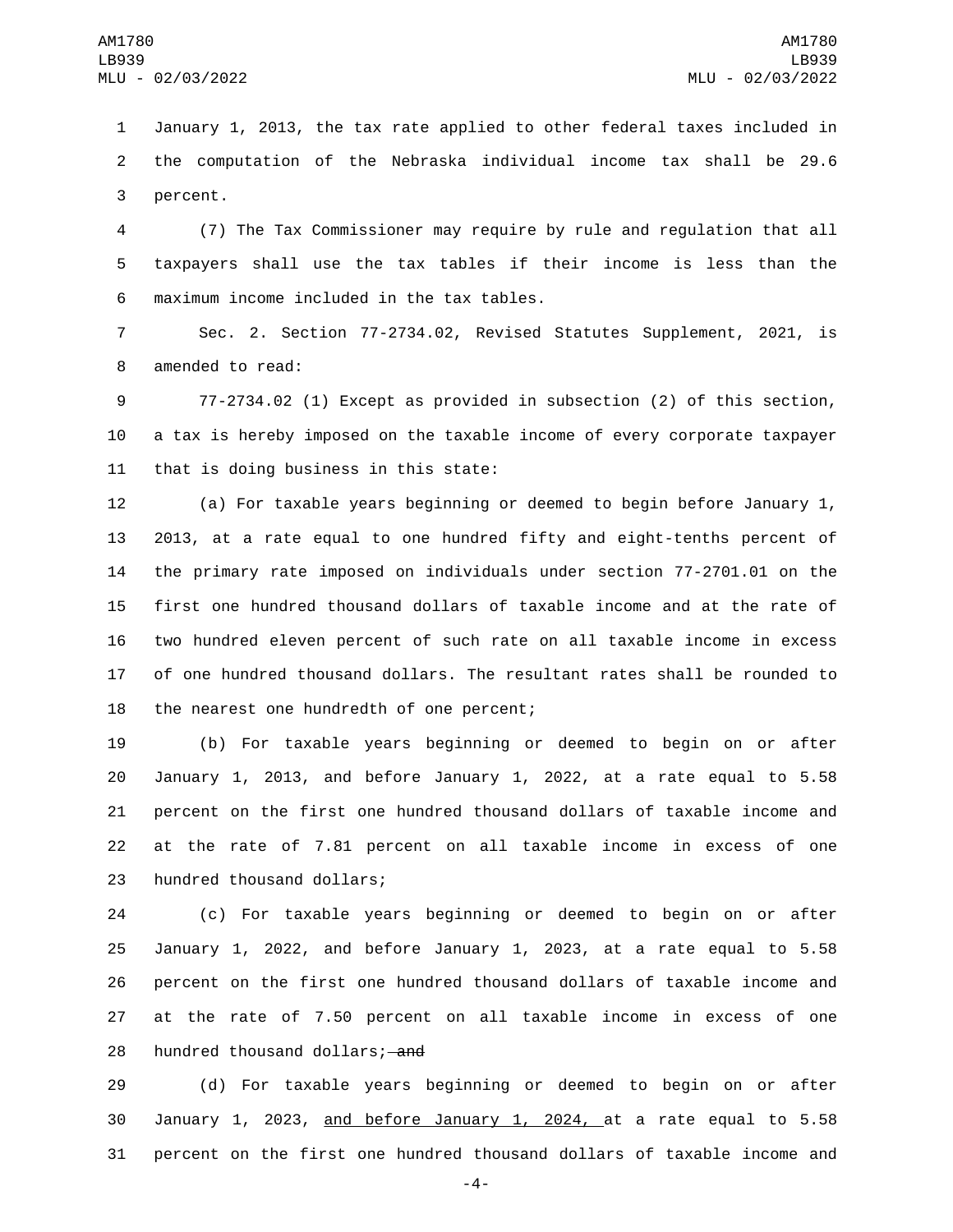January 1, 2013, the tax rate applied to other federal taxes included in the computation of the Nebraska individual income tax shall be 29.6 percent.

(7) The Tax Commissioner may require by rule and regulation that all taxpayers shall use the tax tables if their income is less than the maximum income included in the tax tables.

Sec. 2. Section 77-2734.02, Revised Statutes Supplement, 2021, is amended to read:

77-2734.02 (1) Except as provided in subsection (2) of this section, a tax is hereby imposed on the taxable income of every corporate taxpayer that is doing business in this state:

(a) For taxable years beginning or deemed to begin before January 1, 2013, at a rate equal to one hundred fifty and eight-tenths percent of the primary rate imposed on individuals under section 77-2701.01 on the first one hundred thousand dollars of taxable income and at the rate of two hundred eleven percent of such rate on all taxable income in excess of one hundred thousand dollars. The resultant rates shall be rounded to the nearest one hundredth of one percent;

(b) For taxable years beginning or deemed to begin on or after January 1, 2013, and before January 1, 2022, at a rate equal to 5.58 percent on the first one hundred thousand dollars of taxable income and at the rate of 7.81 percent on all taxable income in excess of one hundred thousand dollars;

(c) For taxable years beginning or deemed to begin on or after January 1, 2022, and before January 1, 2023, at a rate equal to 5.58 percent on the first one hundred thousand dollars of taxable income and at the rate of 7.50 percent on all taxable income in excess of one hundred thousand dollars; ~~and~~

(d) For taxable years beginning or deemed to begin on or after January 1, 2023, and before January 1, 2024, at a rate equal to 5.58 percent on the first one hundred thousand dollars of taxable income and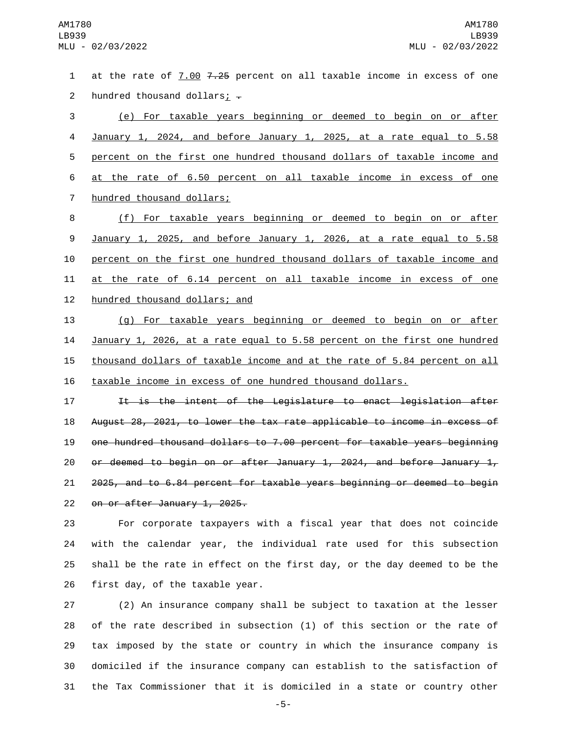at the rate of 7.00 ~~7.25~~ percent on all taxable income in excess of one hundred thousand dollars; ~~.~~

(e) For taxable years beginning or deemed to begin on or after January 1, 2024, and before January 1, 2025, at a rate equal to 5.58 percent on the first one hundred thousand dollars of taxable income and at the rate of 6.50 percent on all taxable income in excess of one hundred thousand dollars;

(f) For taxable years beginning or deemed to begin on or after January 1, 2025, and before January 1, 2026, at a rate equal to 5.58 percent on the first one hundred thousand dollars of taxable income and at the rate of 6.14 percent on all taxable income in excess of one hundred thousand dollars; and

(g) For taxable years beginning or deemed to begin on or after January 1, 2026, at a rate equal to 5.58 percent on the first one hundred thousand dollars of taxable income and at the rate of 5.84 percent on all taxable income in excess of one hundred thousand dollars.

~~It is the intent of the Legislature to enact legislation after August 28, 2021, to lower the tax rate applicable to income in excess of one hundred thousand dollars to 7.00 percent for taxable years beginning or deemed to begin on or after January 1, 2024, and before January 1, 2025, and to 6.84 percent for taxable years beginning or deemed to begin on or after January 1, 2025.~~

For corporate taxpayers with a fiscal year that does not coincide with the calendar year, the individual rate used for this subsection shall be the rate in effect on the first day, or the day deemed to be the first day, of the taxable year.

(2) An insurance company shall be subject to taxation at the lesser of the rate described in subsection (1) of this section or the rate of tax imposed by the state or country in which the insurance company is domiciled if the insurance company can establish to the satisfaction of the Tax Commissioner that it is domiciled in a state or country other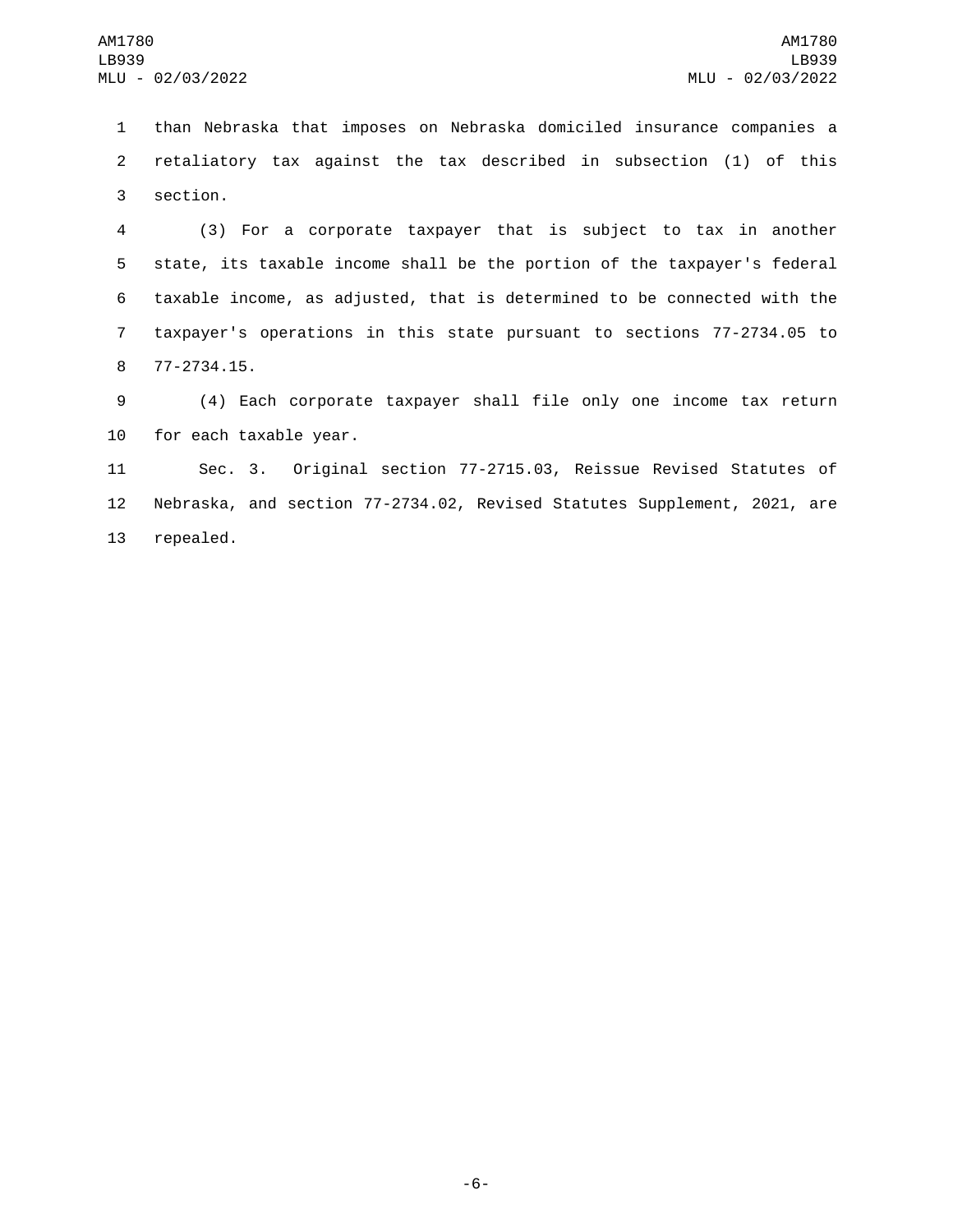than Nebraska that imposes on Nebraska domiciled insurance companies a retaliatory tax against the tax described in subsection (1) of this section.

(3) For a corporate taxpayer that is subject to tax in another state, its taxable income shall be the portion of the taxpayer's federal taxable income, as adjusted, that is determined to be connected with the taxpayer's operations in this state pursuant to sections 77-2734.05 to 77-2734.15.

(4) Each corporate taxpayer shall file only one income tax return for each taxable year.

Sec. 3. Original section 77-2715.03, Reissue Revised Statutes of Nebraska, and section 77-2734.02, Revised Statutes Supplement, 2021, are repealed.